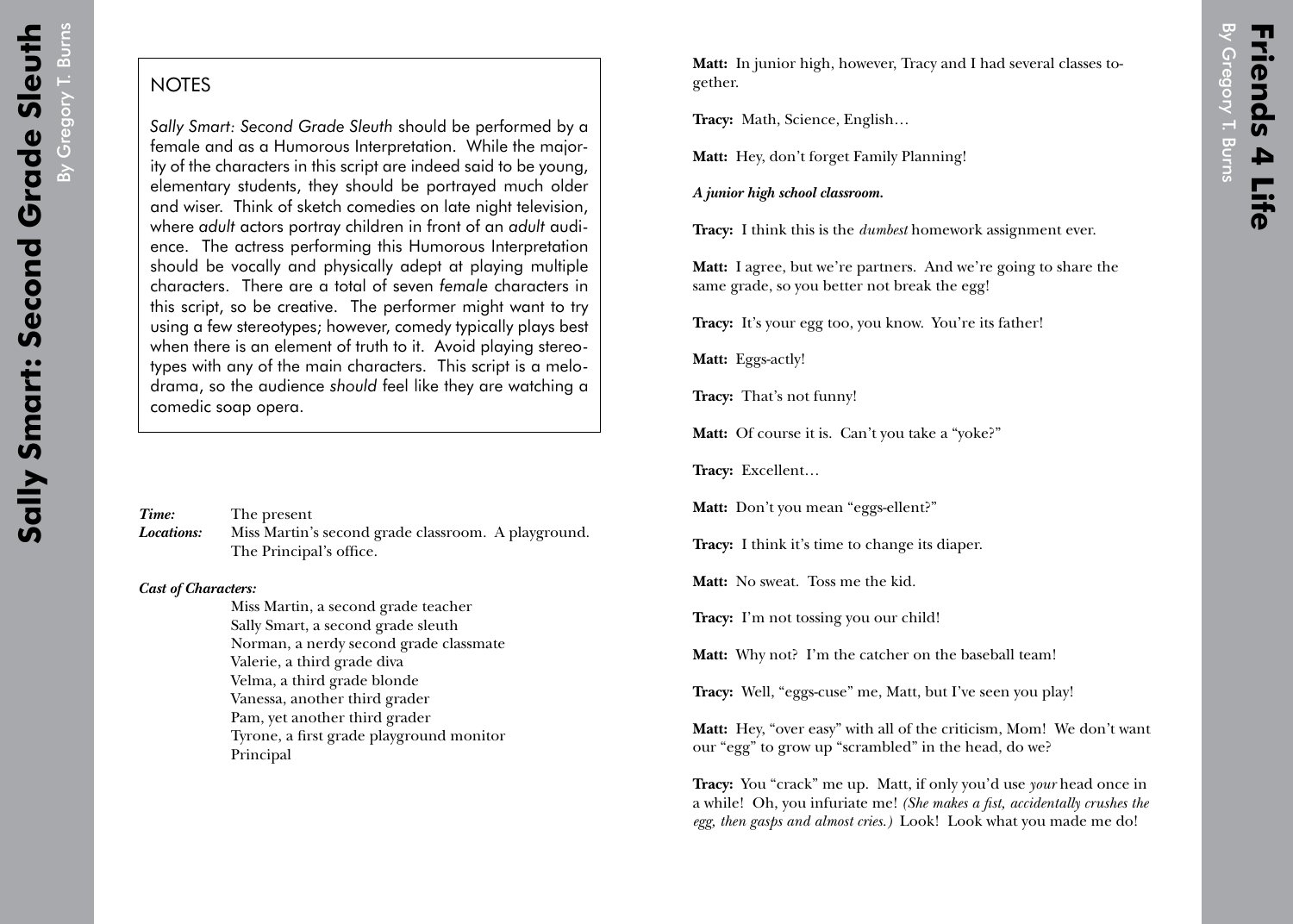## NOTES

*Sally Smart: Second Grade Sleuth* should be performed by a female and as a Humorous Interpretation. While the majority of the characters in this script are indeed said to be young, elementary students, they should be portrayed much older and wiser. Think of sketch comedies on late night television, where *adult* actors portray children in front of an *adult* audience. The actress performing this Humorous Interpretation should be vocally and physically adept at playing multiple characters. There are a total of seven *female* characters in this script, so be creative. The performer might want to try using a few stereotypes; however, comedy typically plays best when there is an element of truth to it. Avoid playing stereotypes with any of the main characters. This script is a melodrama, so the audience *should* feel like they are watching a comedic soap opera.

***Time:*** The present

***Locations:*** Miss Martin's second grade classroom. A playground. The Principal's office.

***Cast of Characters:***

Miss Martin, a second grade teacher
Sally Smart, a second grade sleuth
Norman, a nerdy second grade classmate
Valerie, a third grade diva
Velma, a third grade blonde
Vanessa, another third grader
Pam, yet another third grader
Tyrone, a first grade playground monitor
Principal

**Matt:** In junior high, however, Tracy and I had several classes together.

**Tracy:** Math, Science, English…

**Matt:** Hey, don't forget Family Planning!

***A junior high school classroom.***

**Tracy:** I think this is the *dumbest* homework assignment ever.

**Matt:** I agree, but we're partners. And we're going to share the same grade, so you better not break the egg!

**Tracy:** It's your egg too, you know. You're its father!

**Matt:** Eggs-actly!

**Tracy:** That's not funny!

**Matt:** Of course it is. Can't you take a "yoke?"

**Tracy:** Excellent…

**Matt:** Don't you mean "eggs-ellent?"

**Tracy:** I think it's time to change its diaper.

**Matt:** No sweat. Toss me the kid.

**Tracy:** I'm not tossing you our child!

**Matt:** Why not? I'm the catcher on the baseball team!

**Tracy:** Well, "eggs-cuse" me, Matt, but I've seen you play!

**Matt:** Hey, "over easy" with all of the criticism, Mom! We don't want our "egg" to grow up "scrambled" in the head, do we?

**Tracy:** You "crack" me up. Matt, if only you'd use *your* head once in a while! Oh, you infuriate me! *(She makes a fist, accidentally crushes the egg, then gasps and almost cries.)* Look! Look what you made me do!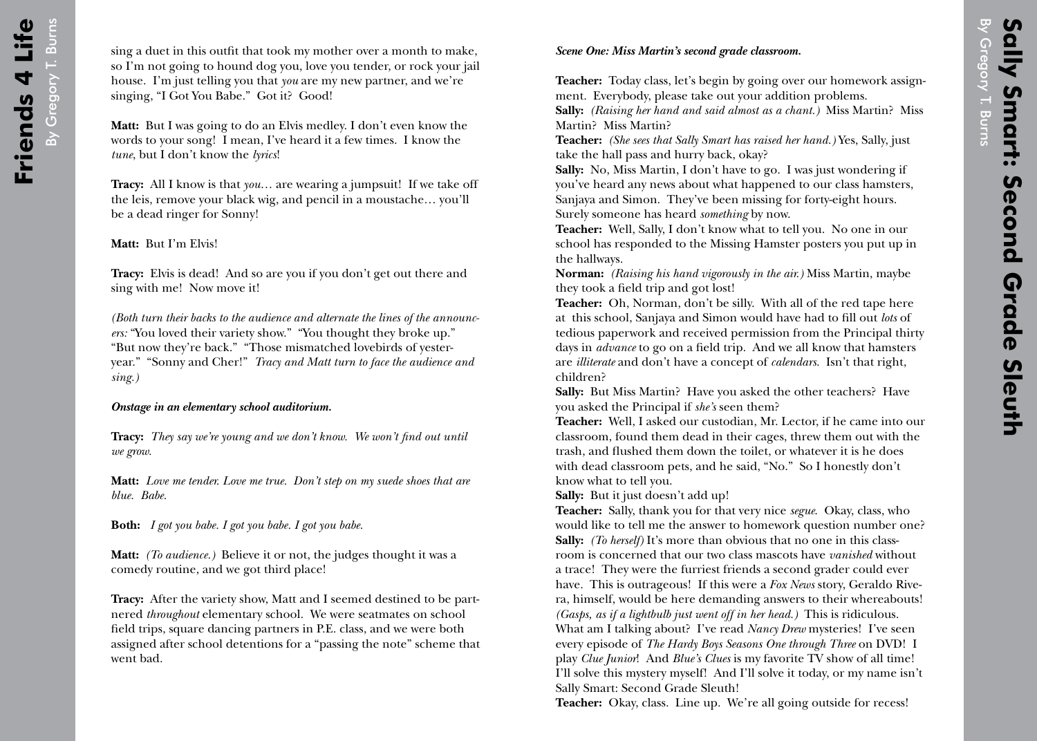sing a duet in this outfit that took my mother over a month to make, so I'm not going to hound dog you, love you tender, or rock your jail house. I'm just telling you that *you* are my new partner, and we're singing, "I Got You Babe." Got it? Good!

**Matt:** But I was going to do an Elvis medley. I don't even know the words to your song! I mean, I've heard it a few times. I know the *tune*, but I don't know the *lyrics*!

**Tracy:** All I know is that *you…* are wearing a jumpsuit! If we take off the leis, remove your black wig, and pencil in a moustache… you'll be a dead ringer for Sonny!

**Matt:** But I'm Elvis!

**Tracy:** Elvis is dead! And so are you if you don't get out there and sing with me! Now move it!

*(Both turn their backs to the audience and alternate the lines of the announcers:* "You loved their variety show." "You thought they broke up." "But now they're back." "Those mismatched lovebirds of yesteryear." "Sonny and Cher!" *Tracy and Matt turn to face the audience and sing.)*

***Onstage in an elementary school auditorium.***

**Tracy:** *They say we're young and we don't know. We won't find out until we grow.*

**Matt:** *Love me tender. Love me true. Don't step on my suede shoes that are blue. Babe.*

**Both:** *I got you babe. I got you babe. I got you babe.*

**Matt:** *(To audience.)* Believe it or not, the judges thought it was a comedy routine, and we got third place!

**Tracy:** After the variety show, Matt and I seemed destined to be partnered *throughout* elementary school. We were seatmates on school field trips, square dancing partners in P.E. class, and we were both assigned after school detentions for a "passing the note" scheme that went bad.

# Sally Smart: Second Grade Sleuth

By Gregory T. Burns

***Scene One: Miss Martin's second grade classroom.***

**Teacher:** Today class, let's begin by going over our homework assignment. Everybody, please take out your addition problems.
**Sally:** *(Raising her hand and said almost as a chant.)* Miss Martin? Miss Martin? Miss Martin?
**Teacher:** *(She sees that Sally Smart has raised her hand.)* Yes, Sally, just take the hall pass and hurry back, okay?
**Sally:** No, Miss Martin, I don't have to go. I was just wondering if you've heard any news about what happened to our class hamsters, Sanjaya and Simon. They've been missing for forty-eight hours. Surely someone has heard *something* by now.
**Teacher:** Well, Sally, I don't know what to tell you. No one in our school has responded to the Missing Hamster posters you put up in the hallways.
**Norman:** *(Raising his hand vigorously in the air.)* Miss Martin, maybe they took a field trip and got lost!
**Teacher:** Oh, Norman, don't be silly. With all of the red tape here at this school, Sanjaya and Simon would have had to fill out *lots* of tedious paperwork and received permission from the Principal thirty days in *advance* to go on a field trip. And we all know that hamsters are *illiterate* and don't have a concept of *calendars*. Isn't that right, children?
**Sally:** But Miss Martin? Have you asked the other teachers? Have you asked the Principal if *she's* seen them?
**Teacher:** Well, I asked our custodian, Mr. Lector, if he came into our classroom, found them dead in their cages, threw them out with the trash, and flushed them down the toilet, or whatever it is he does with dead classroom pets, and he said, "No." So I honestly don't know what to tell you.
**Sally:** But it just doesn't add up!
**Teacher:** Sally, thank you for that very nice *segue*. Okay, class, who would like to tell me the answer to homework question number one?
**Sally:** *(To herself)* It's more than obvious that no one in this classroom is concerned that our two class mascots have *vanished* without a trace! They were the furriest friends a second grader could ever have. This is outrageous! If this were a *Fox News* story, Geraldo Rivera, himself, would be here demanding answers to their whereabouts! *(Gasps, as if a lightbulb just went off in her head.)* This is ridiculous. What am I talking about? I've read *Nancy Drew* mysteries! I've seen every episode of *The Hardy Boys Seasons One through Three* on DVD! I play *Clue Junior*! And *Blue's Clues* is my favorite TV show of all time! I'll solve this mystery myself! And I'll solve it today, or my name isn't Sally Smart: Second Grade Sleuth!
**Teacher:** Okay, class. Line up. We're all going outside for recess!